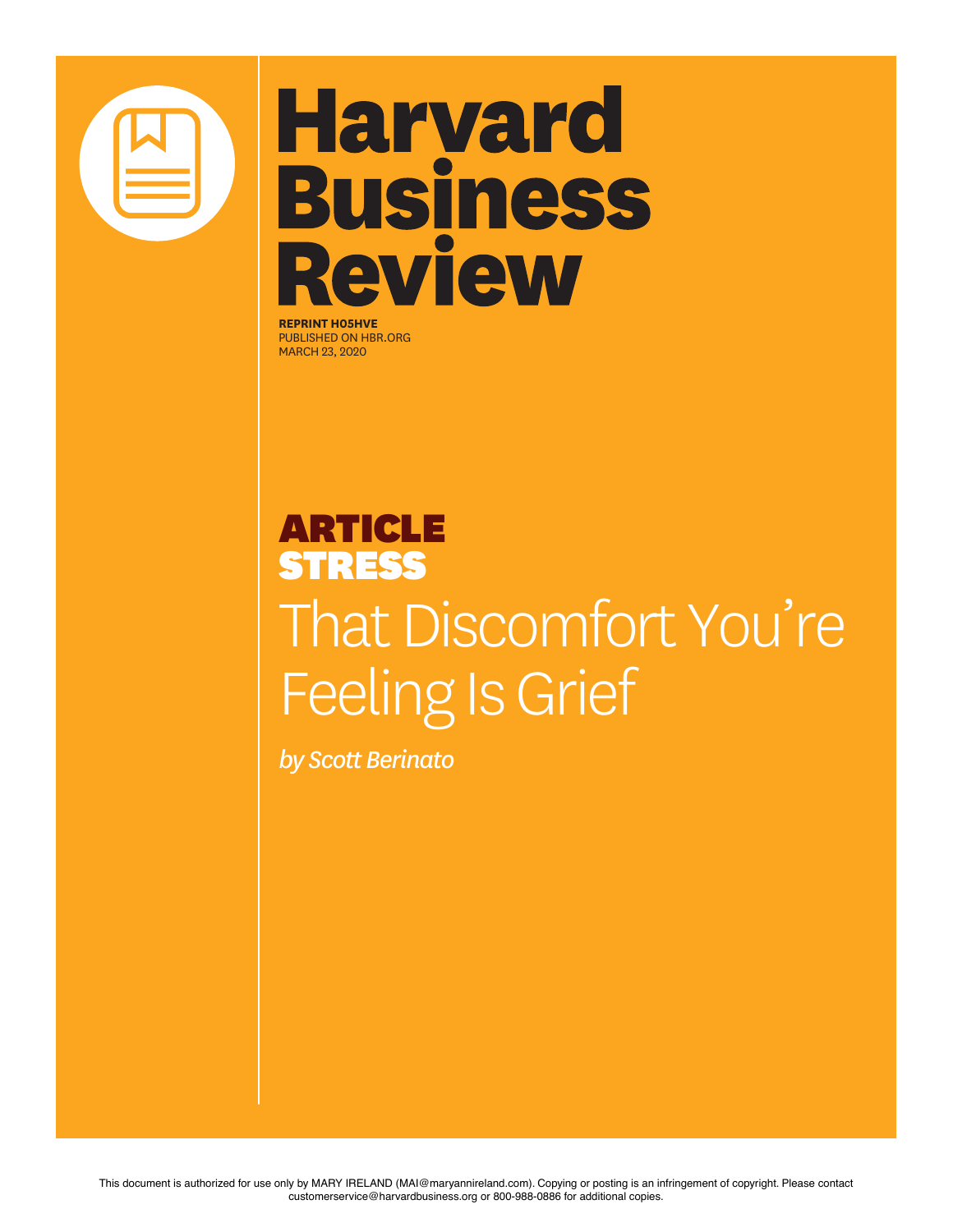# Harvard Business Review

**REPRINT H05HVE**
PUBLISHED ON HBR.ORG
MARCH 23, 2020

**ARTICLE**
**STRESS**

# That Discomfort You're Feeling Is Grief

*by Scott Berinato*

This document is authorized for use only by MARY IRELAND (MAI@maryannireland.com). Copying or posting is an infringement of copyright. Please contact customerservice@harvardbusiness.org or 800-988-0886 for additional copies.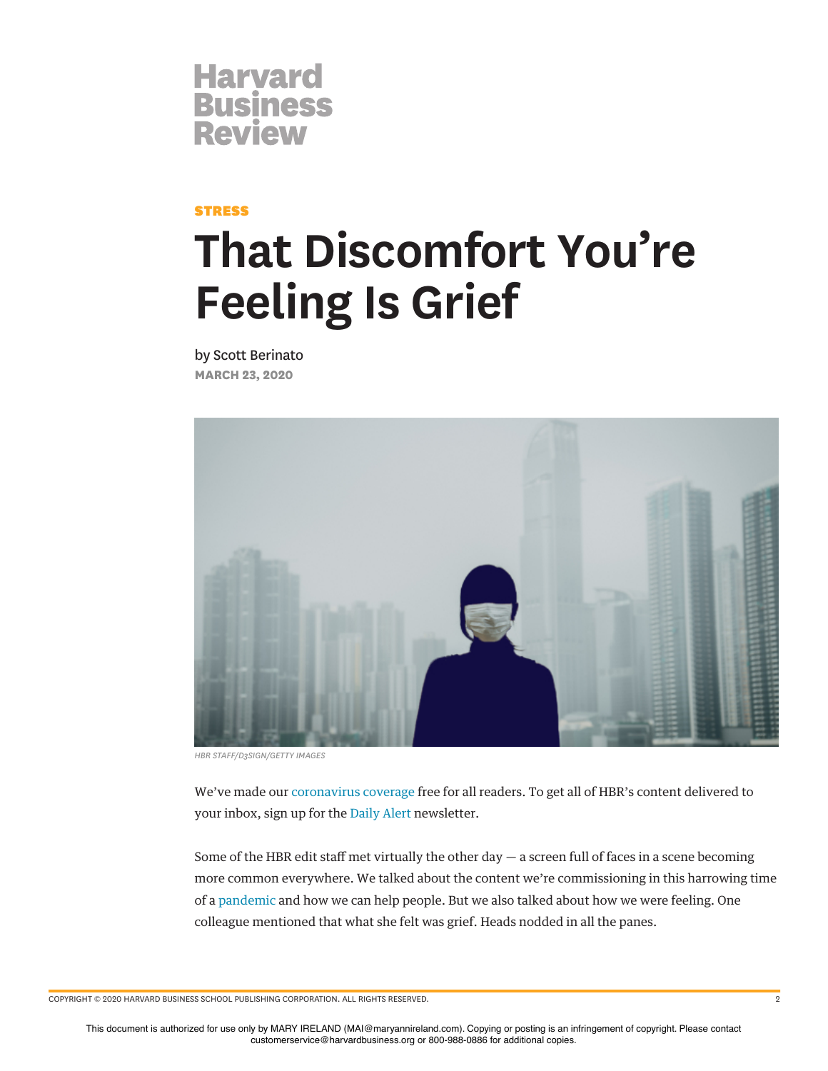STRESS

# That Discomfort You're Feeling Is Grief

by Scott Berinato

MARCH 23, 2020

HBR STAFF/D3SIGN/GETTY IMAGES

We've made our coronavirus coverage free for all readers. To get all of HBR's content delivered to your inbox, sign up for the Daily Alert newsletter.

Some of the HBR edit staff met virtually the other day — a screen full of faces in a scene becoming more common everywhere. We talked about the content we're commissioning in this harrowing time of a pandemic and how we can help people. But we also talked about how we were feeling. One colleague mentioned that what she felt was grief. Heads nodded in all the panes.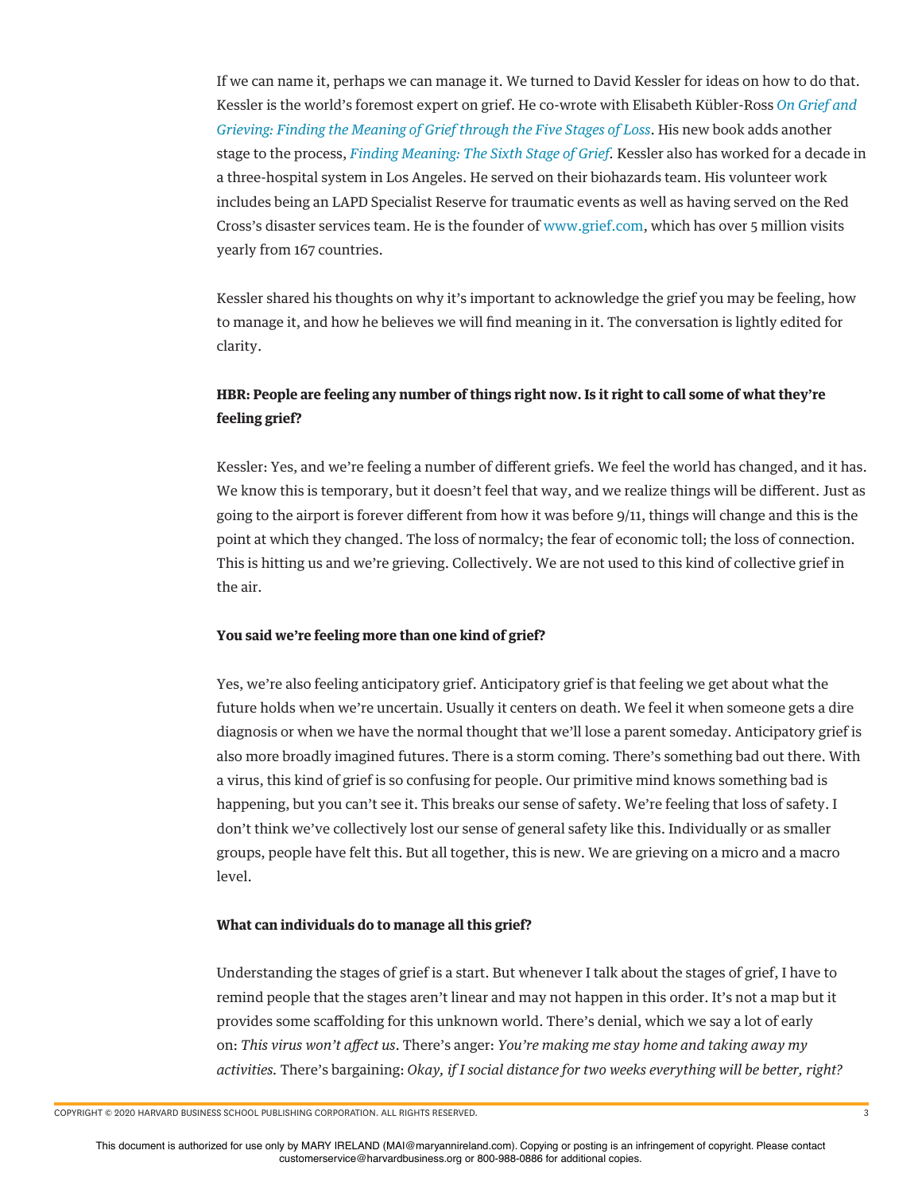If we can name it, perhaps we can manage it. We turned to David Kessler for ideas on how to do that. Kessler is the world's foremost expert on grief. He co-wrote with Elisabeth Kübler-Ross *On Grief and Grieving: Finding the Meaning of Grief through the Five Stages of Loss*. His new book adds another stage to the process, *Finding Meaning: The Sixth Stage of Grief.* Kessler also has worked for a decade in a three-hospital system in Los Angeles. He served on their biohazards team. His volunteer work includes being an LAPD Specialist Reserve for traumatic events as well as having served on the Red Cross's disaster services team. He is the founder of www.grief.com, which has over 5 million visits yearly from 167 countries.

Kessler shared his thoughts on why it's important to acknowledge the grief you may be feeling, how to manage it, and how he believes we will find meaning in it. The conversation is lightly edited for clarity.

**HBR: People are feeling any number of things right now. Is it right to call some of what they're feeling grief?**

Kessler: Yes, and we're feeling a number of different griefs. We feel the world has changed, and it has. We know this is temporary, but it doesn't feel that way, and we realize things will be different. Just as going to the airport is forever different from how it was before 9/11, things will change and this is the point at which they changed. The loss of normalcy; the fear of economic toll; the loss of connection. This is hitting us and we're grieving. Collectively. We are not used to this kind of collective grief in the air.

**You said we're feeling more than one kind of grief?**

Yes, we're also feeling anticipatory grief. Anticipatory grief is that feeling we get about what the future holds when we're uncertain. Usually it centers on death. We feel it when someone gets a dire diagnosis or when we have the normal thought that we'll lose a parent someday. Anticipatory grief is also more broadly imagined futures. There is a storm coming. There's something bad out there. With a virus, this kind of grief is so confusing for people. Our primitive mind knows something bad is happening, but you can't see it. This breaks our sense of safety. We're feeling that loss of safety. I don't think we've collectively lost our sense of general safety like this. Individually or as smaller groups, people have felt this. But all together, this is new. We are grieving on a micro and a macro level.

**What can individuals do to manage all this grief?**

Understanding the stages of grief is a start. But whenever I talk about the stages of grief, I have to remind people that the stages aren't linear and may not happen in this order. It's not a map but it provides some scaffolding for this unknown world. There's denial, which we say a lot of early on: *This virus won't affect us*. There's anger: *You're making me stay home and taking away my activities.* There's bargaining: *Okay, if I social distance for two weeks everything will be better, right?*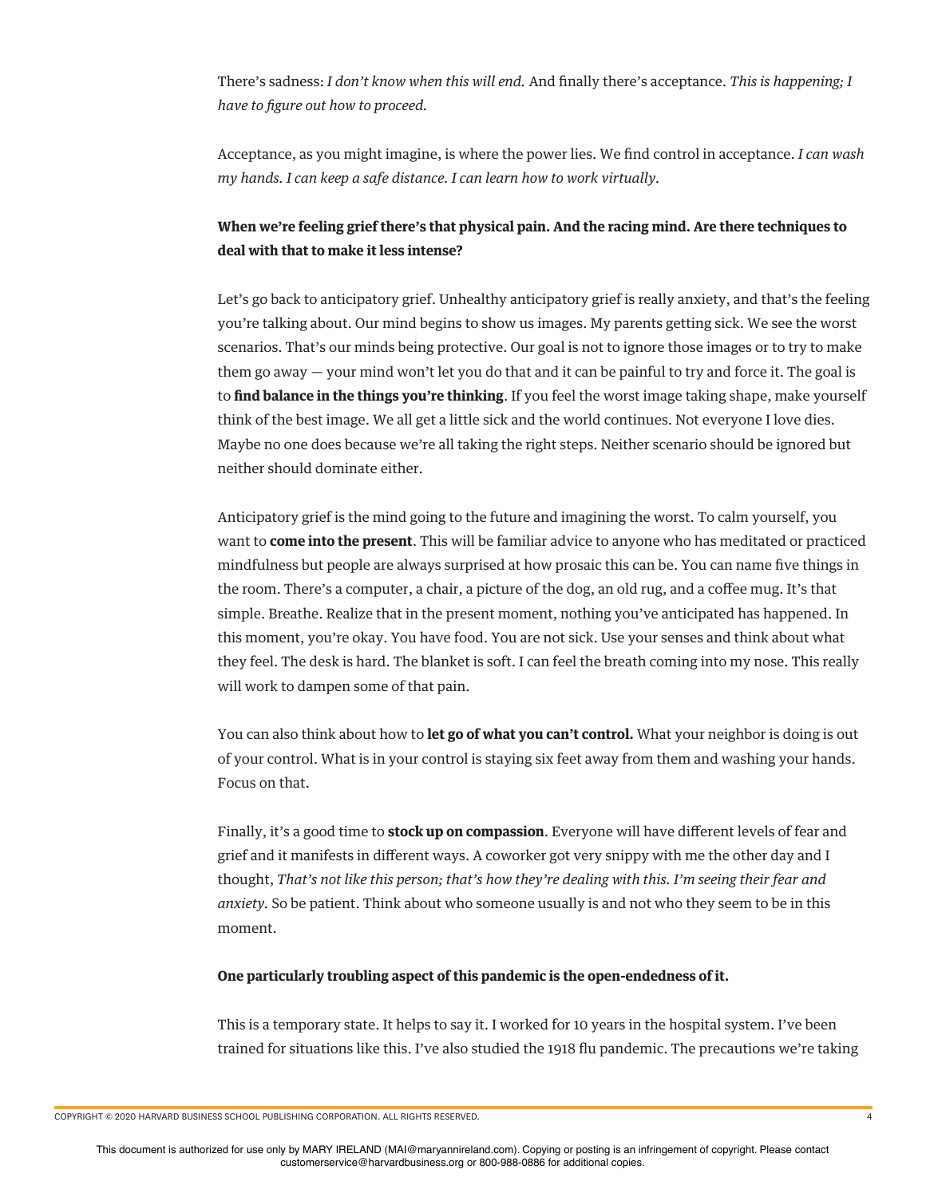There's sadness: *I don't know when this will end.* And finally there's acceptance. *This is happening; I have to figure out how to proceed.*

Acceptance, as you might imagine, is where the power lies. We find control in acceptance. *I can wash my hands. I can keep a safe distance. I can learn how to work virtually.*

**When we're feeling grief there's that physical pain. And the racing mind. Are there techniques to deal with that to make it less intense?**

Let's go back to anticipatory grief. Unhealthy anticipatory grief is really anxiety, and that's the feeling you're talking about. Our mind begins to show us images. My parents getting sick. We see the worst scenarios. That's our minds being protective. Our goal is not to ignore those images or to try to make them go away — your mind won't let you do that and it can be painful to try and force it. The goal is to **find balance in the things you're thinking**. If you feel the worst image taking shape, make yourself think of the best image. We all get a little sick and the world continues. Not everyone I love dies. Maybe no one does because we're all taking the right steps. Neither scenario should be ignored but neither should dominate either.

Anticipatory grief is the mind going to the future and imagining the worst. To calm yourself, you want to **come into the present**. This will be familiar advice to anyone who has meditated or practiced mindfulness but people are always surprised at how prosaic this can be. You can name five things in the room. There's a computer, a chair, a picture of the dog, an old rug, and a coffee mug. It's that simple. Breathe. Realize that in the present moment, nothing you've anticipated has happened. In this moment, you're okay. You have food. You are not sick. Use your senses and think about what they feel. The desk is hard. The blanket is soft. I can feel the breath coming into my nose. This really will work to dampen some of that pain.

You can also think about how to **let go of what you can't control.** What your neighbor is doing is out of your control. What is in your control is staying six feet away from them and washing your hands. Focus on that.

Finally, it's a good time to **stock up on compassion**. Everyone will have different levels of fear and grief and it manifests in different ways. A coworker got very snippy with me the other day and I thought, *That's not like this person; that's how they're dealing with this. I'm seeing their fear and anxiety.* So be patient. Think about who someone usually is and not who they seem to be in this moment.

**One particularly troubling aspect of this pandemic is the open-endedness of it.**

This is a temporary state. It helps to say it. I worked for 10 years in the hospital system. I've been trained for situations like this. I've also studied the 1918 flu pandemic. The precautions we're taking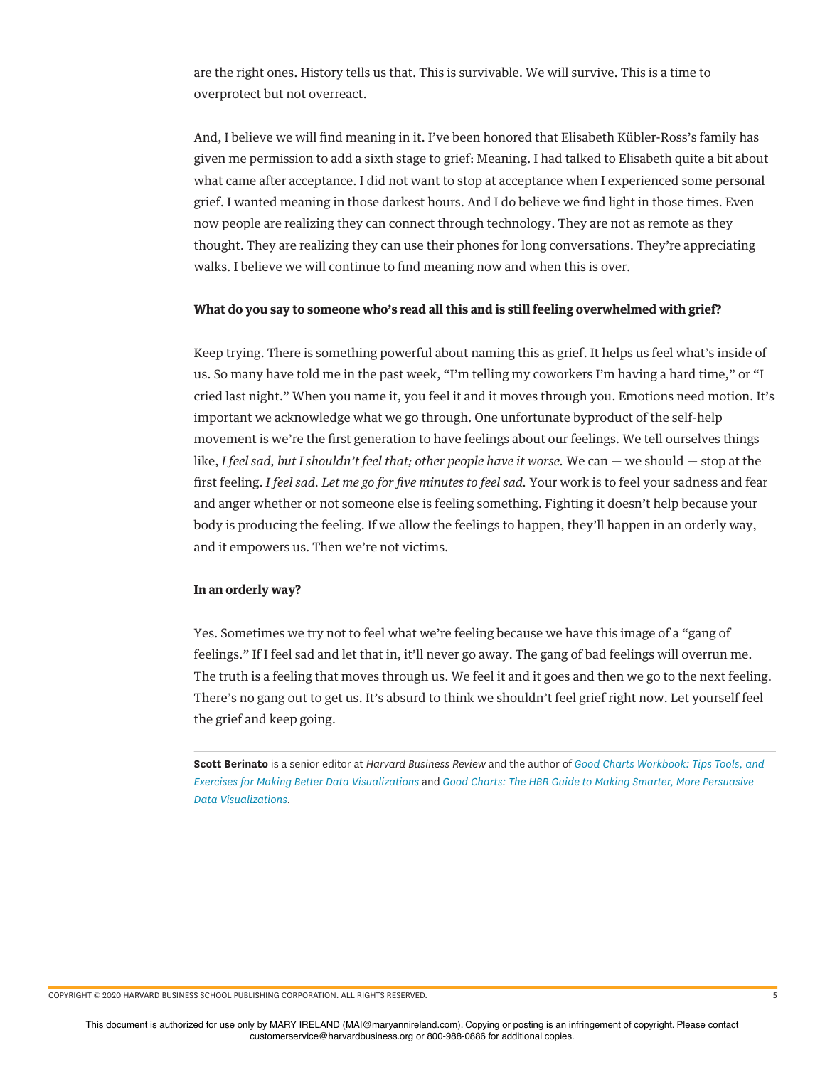are the right ones. History tells us that. This is survivable. We will survive. This is a time to overprotect but not overreact.

And, I believe we will find meaning in it. I've been honored that Elisabeth Kübler-Ross's family has given me permission to add a sixth stage to grief: Meaning. I had talked to Elisabeth quite a bit about what came after acceptance. I did not want to stop at acceptance when I experienced some personal grief. I wanted meaning in those darkest hours. And I do believe we find light in those times. Even now people are realizing they can connect through technology. They are not as remote as they thought. They are realizing they can use their phones for long conversations. They're appreciating walks. I believe we will continue to find meaning now and when this is over.

**What do you say to someone who's read all this and is still feeling overwhelmed with grief?**

Keep trying. There is something powerful about naming this as grief. It helps us feel what's inside of us. So many have told me in the past week, "I'm telling my coworkers I'm having a hard time," or "I cried last night." When you name it, you feel it and it moves through you. Emotions need motion. It's important we acknowledge what we go through. One unfortunate byproduct of the self-help movement is we're the first generation to have feelings about our feelings. We tell ourselves things like, *I feel sad, but I shouldn't feel that; other people have it worse.* We can — we should — stop at the first feeling. *I feel sad. Let me go for five minutes to feel sad.* Your work is to feel your sadness and fear and anger whether or not someone else is feeling something. Fighting it doesn't help because your body is producing the feeling. If we allow the feelings to happen, they'll happen in an orderly way, and it empowers us. Then we're not victims.

**In an orderly way?**

Yes. Sometimes we try not to feel what we're feeling because we have this image of a "gang of feelings." If I feel sad and let that in, it'll never go away. The gang of bad feelings will overrun me. The truth is a feeling that moves through us. We feel it and it goes and then we go to the next feeling. There's no gang out to get us. It's absurd to think we shouldn't feel grief right now. Let yourself feel the grief and keep going.

---

**Scott Berinato** is a senior editor at *Harvard Business Review* and the author of *Good Charts Workbook: Tips Tools, and Exercises for Making Better Data Visualizations* and *Good Charts: The HBR Guide to Making Smarter, More Persuasive Data Visualizations*.

---

COPYRIGHT © 2020 HARVARD BUSINESS SCHOOL PUBLISHING CORPORATION. ALL RIGHTS RESERVED.

This document is authorized for use only by MARY IRELAND (MAI@maryannireland.com). Copying or posting is an infringement of copyright. Please contact customerservice@harvardbusiness.org or 800-988-0886 for additional copies.